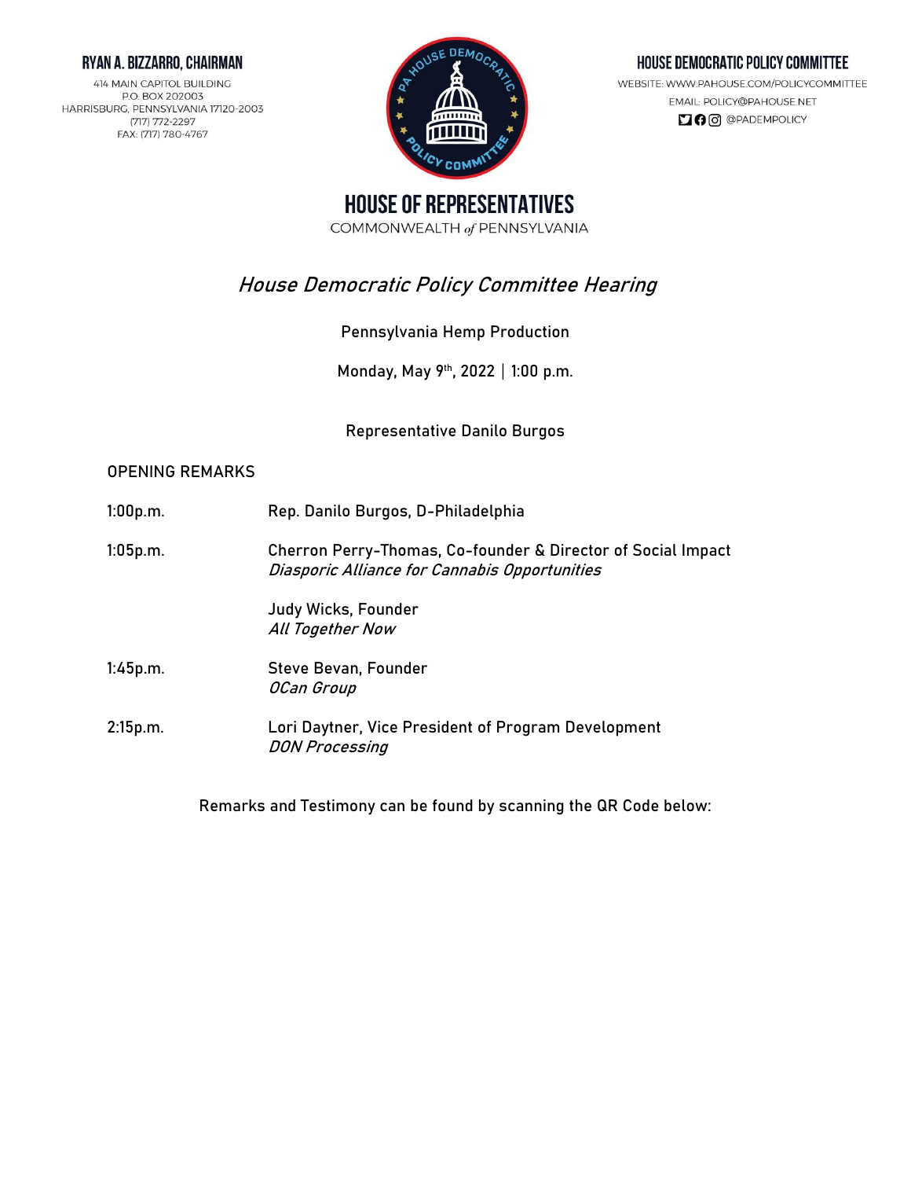**RYAN A. BIZZARRO, CHAIRMAN**

414 MAIN CAPITOL BUILDING
P.O. BOX 202003
HARRISBURG, PENNSYLVANIA 17120-2003
(717) 772-2297
FAX: (717) 780-4767

**HOUSE DEMOCRATIC POLICY COMMITTEE**

WEBSITE: WWW.PAHOUSE.COM/POLICYCOMMITTEE
EMAIL: POLICY@PAHOUSE.NET
@PADEMPOLICY

# HOUSE OF REPRESENTATIVES

COMMONWEALTH *of* PENNSYLVANIA

## *House Democratic Policy Committee Hearing*

Pennsylvania Hemp Production

Monday, May 9th, 2022 | 1:00 p.m.

Representative Danilo Burgos

OPENING REMARKS

| | |
|---|---|
| 1:00p.m. | Rep. Danilo Burgos, D-Philadelphia |
| 1:05p.m. | Cherron Perry-Thomas, Co-founder & Director of Social Impact<br>*Diasporic Alliance for Cannabis Opportunities* |
| | Judy Wicks, Founder<br>*All Together Now* |
| 1:45p.m. | Steve Bevan, Founder<br>*OCan Group* |
| 2:15p.m. | Lori Daytner, Vice President of Program Development<br>*DON Processing* |

Remarks and Testimony can be found by scanning the QR Code below: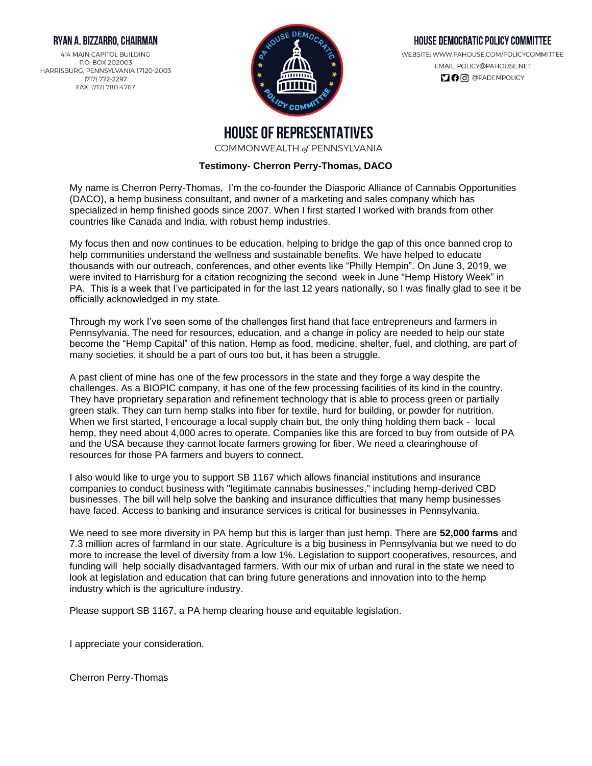**RYAN A. BIZZARRO, CHAIRMAN**

414 MAIN CAPITOL BUILDING
P.O. BOX 202003
HARRISBURG, PENNSYLVANIA 17120-2003
(717) 772-2297
FAX: (717) 780-4767

**HOUSE DEMOCRATIC POLICY COMMITTEE**

WEBSITE: WWW.PAHOUSE.COM/POLICYCOMMITTEE
EMAIL: POLICY@PAHOUSE.NET
@PADEMPOLICY

# HOUSE OF REPRESENTATIVES

COMMONWEALTH *of* PENNSYLVANIA

**Testimony- Cherron Perry-Thomas, DACO**

My name is Cherron Perry-Thomas, I'm the co-founder the Diasporic Alliance of Cannabis Opportunities (DACO), a hemp business consultant, and owner of a marketing and sales company which has specialized in hemp finished goods since 2007. When I first started I worked with brands from other countries like Canada and India, with robust hemp industries.

My focus then and now continues to be education, helping to bridge the gap of this once banned crop to help communities understand the wellness and sustainable benefits. We have helped to educate thousands with our outreach, conferences, and other events like "Philly Hempin". On June 3, 2019, we were invited to Harrisburg for a citation recognizing the second week in June "Hemp History Week" in PA. This is a week that I've participated in for the last 12 years nationally, so I was finally glad to see it be officially acknowledged in my state.

Through my work I've seen some of the challenges first hand that face entrepreneurs and farmers in Pennsylvania. The need for resources, education, and a change in policy are needed to help our state become the "Hemp Capital" of this nation. Hemp as food, medicine, shelter, fuel, and clothing, are part of many societies, it should be a part of ours too but, it has been a struggle.

A past client of mine has one of the few processors in the state and they forge a way despite the challenges. As a BIOPIC company, it has one of the few processing facilities of its kind in the country. They have proprietary separation and refinement technology that is able to process green or partially green stalk. They can turn hemp stalks into fiber for textile, hurd for building, or powder for nutrition. When we first started, I encourage a local supply chain but, the only thing holding them back - local hemp, they need about 4,000 acres to operate. Companies like this are forced to buy from outside of PA and the USA because they cannot locate farmers growing for fiber. We need a clearinghouse of resources for those PA farmers and buyers to connect.

I also would like to urge you to support SB 1167 which allows financial institutions and insurance companies to conduct business with "legitimate cannabis businesses," including hemp-derived CBD businesses. The bill will help solve the banking and insurance difficulties that many hemp businesses have faced. Access to banking and insurance services is critical for businesses in Pennsylvania.

We need to see more diversity in PA hemp but this is larger than just hemp. There are **52,000 farms** and 7.3 million acres of farmland in our state. Agriculture is a big business in Pennsylvania but we need to do more to increase the level of diversity from a low 1%. Legislation to support cooperatives, resources, and funding will help socially disadvantaged farmers. With our mix of urban and rural in the state we need to look at legislation and education that can bring future generations and innovation into to the hemp industry which is the agriculture industry.

Please support SB 1167, a PA hemp clearing house and equitable legislation.

I appreciate your consideration.

Cherron Perry-Thomas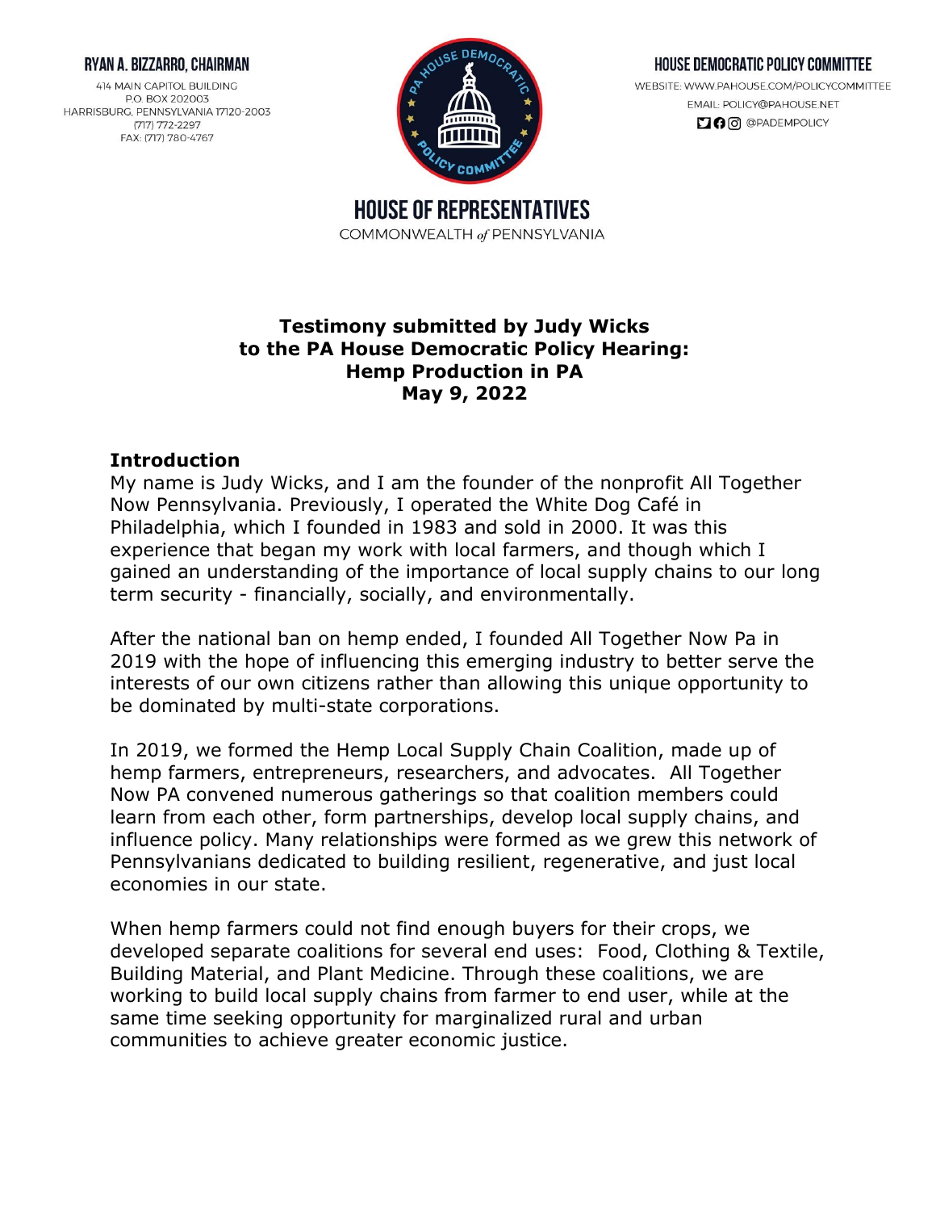RYAN A. BIZZARRO, CHAIRMAN

414 MAIN CAPITOL BUILDING
P.O. BOX 202003
HARRISBURG, PENNSYLVANIA 17120-2003
(717) 772-2297
FAX: (717) 780-4767

HOUSE DEMOCRATIC POLICY COMMITTEE

WEBSITE: WWW.PAHOUSE.COM/POLICYCOMMITTEE
EMAIL: POLICY@PAHOUSE.NET
@PADEMPOLICY

HOUSE OF REPRESENTATIVES
COMMONWEALTH *of* PENNSYLVANIA

**Testimony submitted by Judy Wicks**
**to the PA House Democratic Policy Hearing:**
**Hemp Production in PA**
**May 9, 2022**

## Introduction

My name is Judy Wicks, and I am the founder of the nonprofit All Together Now Pennsylvania. Previously, I operated the White Dog Café in Philadelphia, which I founded in 1983 and sold in 2000. It was this experience that began my work with local farmers, and though which I gained an understanding of the importance of local supply chains to our long term security - financially, socially, and environmentally.

After the national ban on hemp ended, I founded All Together Now Pa in 2019 with the hope of influencing this emerging industry to better serve the interests of our own citizens rather than allowing this unique opportunity to be dominated by multi-state corporations.

In 2019, we formed the Hemp Local Supply Chain Coalition, made up of hemp farmers, entrepreneurs, researchers, and advocates. All Together Now PA convened numerous gatherings so that coalition members could learn from each other, form partnerships, develop local supply chains, and influence policy. Many relationships were formed as we grew this network of Pennsylvanians dedicated to building resilient, regenerative, and just local economies in our state.

When hemp farmers could not find enough buyers for their crops, we developed separate coalitions for several end uses: Food, Clothing & Textile, Building Material, and Plant Medicine. Through these coalitions, we are working to build local supply chains from farmer to end user, while at the same time seeking opportunity for marginalized rural and urban communities to achieve greater economic justice.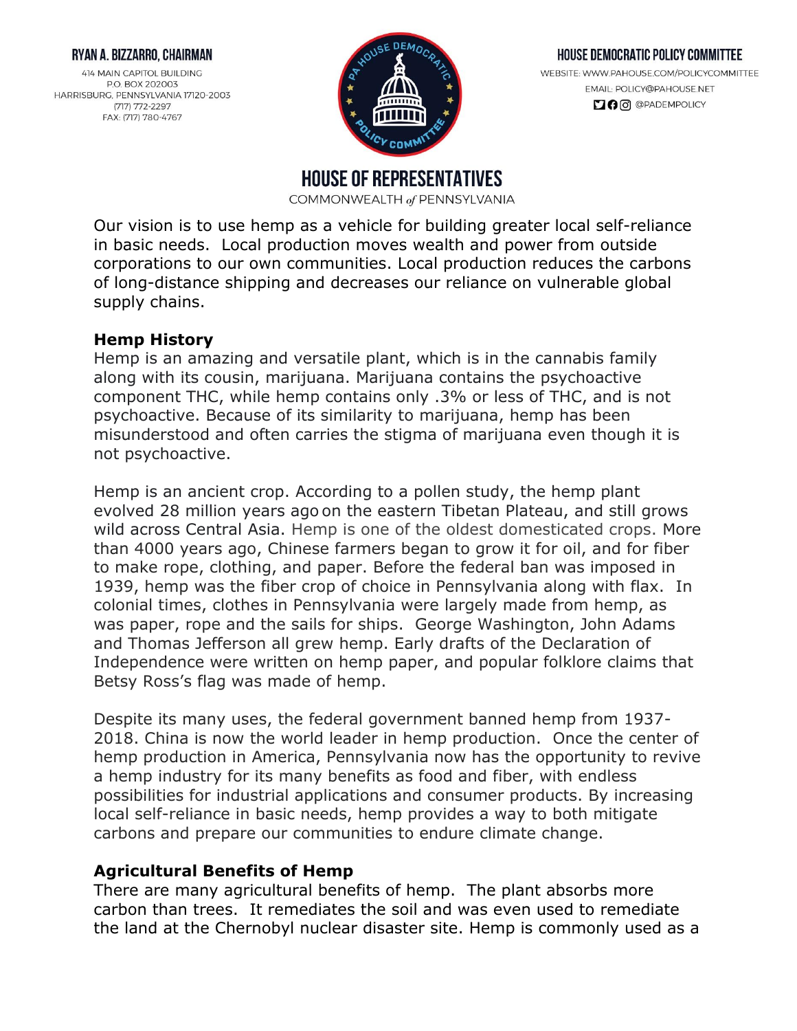Our vision is to use hemp as a vehicle for building greater local self-reliance in basic needs. Local production moves wealth and power from outside corporations to our own communities. Local production reduces the carbons of long-distance shipping and decreases our reliance on vulnerable global supply chains.

**Hemp History**

Hemp is an amazing and versatile plant, which is in the cannabis family along with its cousin, marijuana. Marijuana contains the psychoactive component THC, while hemp contains only .3% or less of THC, and is not psychoactive. Because of its similarity to marijuana, hemp has been misunderstood and often carries the stigma of marijuana even though it is not psychoactive.

Hemp is an ancient crop. According to a pollen study, the hemp plant evolved 28 million years ago on the eastern Tibetan Plateau, and still grows wild across Central Asia. Hemp is one of the oldest domesticated crops. More than 4000 years ago, Chinese farmers began to grow it for oil, and for fiber to make rope, clothing, and paper. Before the federal ban was imposed in 1939, hemp was the fiber crop of choice in Pennsylvania along with flax. In colonial times, clothes in Pennsylvania were largely made from hemp, as was paper, rope and the sails for ships. George Washington, John Adams and Thomas Jefferson all grew hemp. Early drafts of the Declaration of Independence were written on hemp paper, and popular folklore claims that Betsy Ross's flag was made of hemp.

Despite its many uses, the federal government banned hemp from 1937-2018. China is now the world leader in hemp production. Once the center of hemp production in America, Pennsylvania now has the opportunity to revive a hemp industry for its many benefits as food and fiber, with endless possibilities for industrial applications and consumer products. By increasing local self-reliance in basic needs, hemp provides a way to both mitigate carbons and prepare our communities to endure climate change.

**Agricultural Benefits of Hemp**

There are many agricultural benefits of hemp. The plant absorbs more carbon than trees. It remediates the soil and was even used to remediate the land at the Chernobyl nuclear disaster site. Hemp is commonly used as a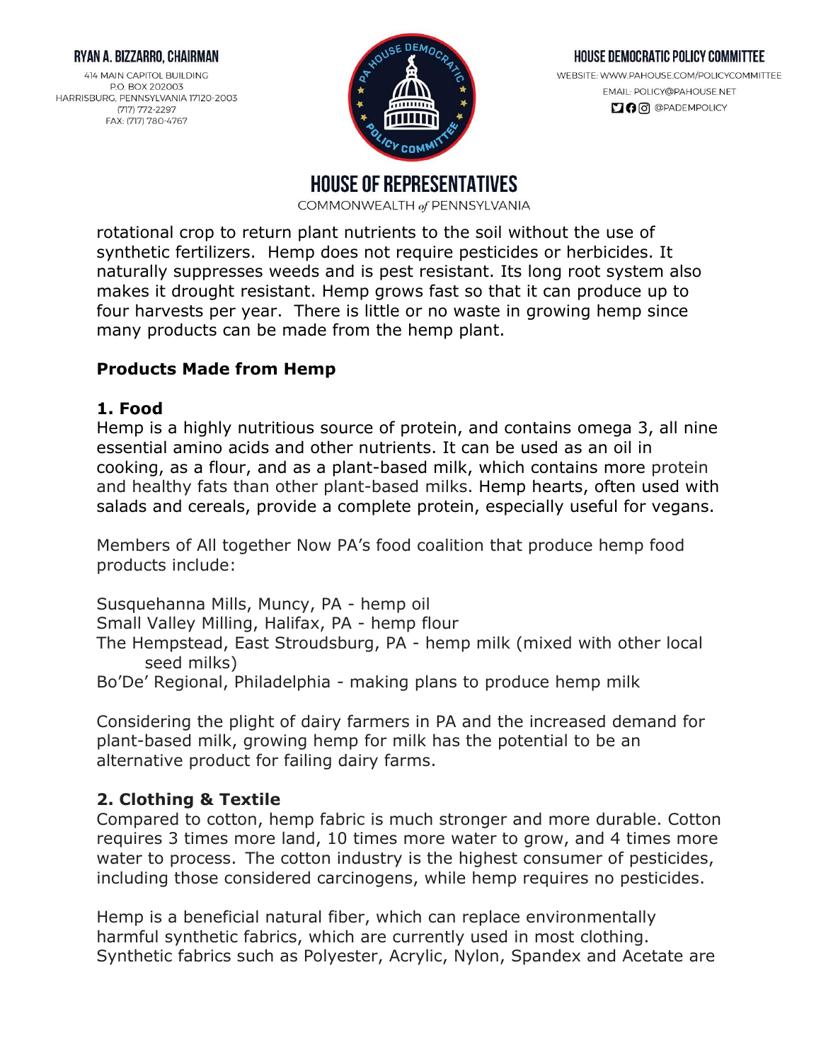rotational crop to return plant nutrients to the soil without the use of synthetic fertilizers. Hemp does not require pesticides or herbicides. It naturally suppresses weeds and is pest resistant. Its long root system also makes it drought resistant. Hemp grows fast so that it can produce up to four harvests per year. There is little or no waste in growing hemp since many products can be made from the hemp plant.

## Products Made from Hemp

### 1. Food

Hemp is a highly nutritious source of protein, and contains omega 3, all nine essential amino acids and other nutrients. It can be used as an oil in cooking, as a flour, and as a plant-based milk, which contains more protein and healthy fats than other plant-based milks. Hemp hearts, often used with salads and cereals, provide a complete protein, especially useful for vegans.

Members of All together Now PA's food coalition that produce hemp food products include:

Susquehanna Mills, Muncy, PA - hemp oil
Small Valley Milling, Halifax, PA - hemp flour
The Hempstead, East Stroudsburg, PA - hemp milk (mixed with other local seed milks)
Bo'De' Regional, Philadelphia - making plans to produce hemp milk

Considering the plight of dairy farmers in PA and the increased demand for plant-based milk, growing hemp for milk has the potential to be an alternative product for failing dairy farms.

### 2. Clothing & Textile

Compared to cotton, hemp fabric is much stronger and more durable. Cotton requires 3 times more land, 10 times more water to grow, and 4 times more water to process. The cotton industry is the highest consumer of pesticides, including those considered carcinogens, while hemp requires no pesticides.

Hemp is a beneficial natural fiber, which can replace environmentally harmful synthetic fabrics, which are currently used in most clothing. Synthetic fabrics such as Polyester, Acrylic, Nylon, Spandex and Acetate are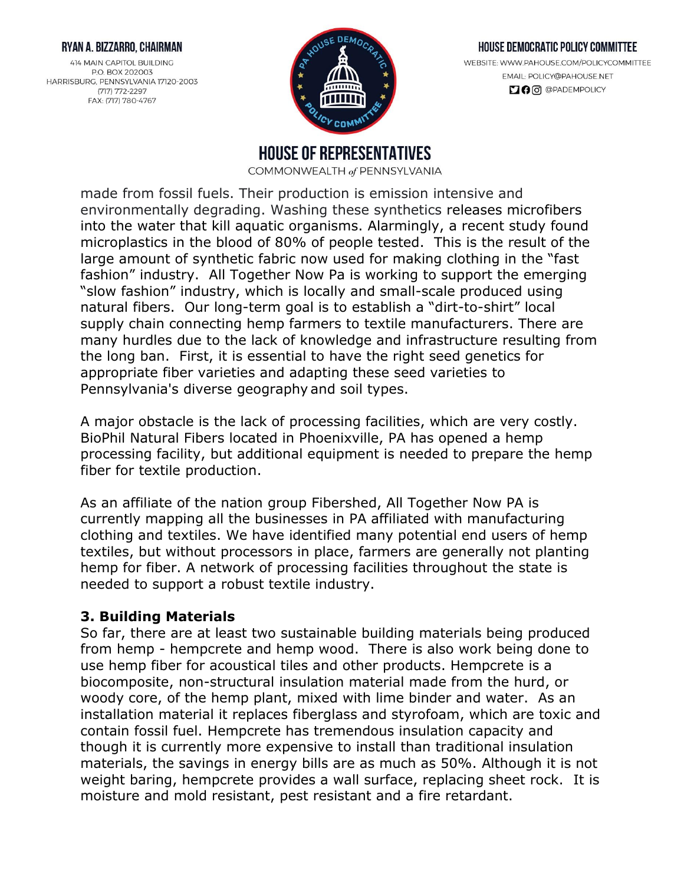made from fossil fuels. Their production is emission intensive and environmentally degrading. Washing these synthetics releases microfibers into the water that kill aquatic organisms. Alarmingly, a recent study found microplastics in the blood of 80% of people tested. This is the result of the large amount of synthetic fabric now used for making clothing in the "fast fashion" industry. All Together Now Pa is working to support the emerging "slow fashion" industry, which is locally and small-scale produced using natural fibers. Our long-term goal is to establish a "dirt-to-shirt" local supply chain connecting hemp farmers to textile manufacturers. There are many hurdles due to the lack of knowledge and infrastructure resulting from the long ban. First, it is essential to have the right seed genetics for appropriate fiber varieties and adapting these seed varieties to Pennsylvania's diverse geography and soil types.

A major obstacle is the lack of processing facilities, which are very costly. BioPhil Natural Fibers located in Phoenixville, PA has opened a hemp processing facility, but additional equipment is needed to prepare the hemp fiber for textile production.

As an affiliate of the nation group Fibershed, All Together Now PA is currently mapping all the businesses in PA affiliated with manufacturing clothing and textiles. We have identified many potential end users of hemp textiles, but without processors in place, farmers are generally not planting hemp for fiber. A network of processing facilities throughout the state is needed to support a robust textile industry.

### 3. Building Materials

So far, there are at least two sustainable building materials being produced from hemp - hempcrete and hemp wood. There is also work being done to use hemp fiber for acoustical tiles and other products. Hempcrete is a biocomposite, non-structural insulation material made from the hurd, or woody core, of the hemp plant, mixed with lime binder and water. As an installation material it replaces fiberglass and styrofoam, which are toxic and contain fossil fuel. Hempcrete has tremendous insulation capacity and though it is currently more expensive to install than traditional insulation materials, the savings in energy bills are as much as 50%. Although it is not weight baring, hempcrete provides a wall surface, replacing sheet rock. It is moisture and mold resistant, pest resistant and a fire retardant.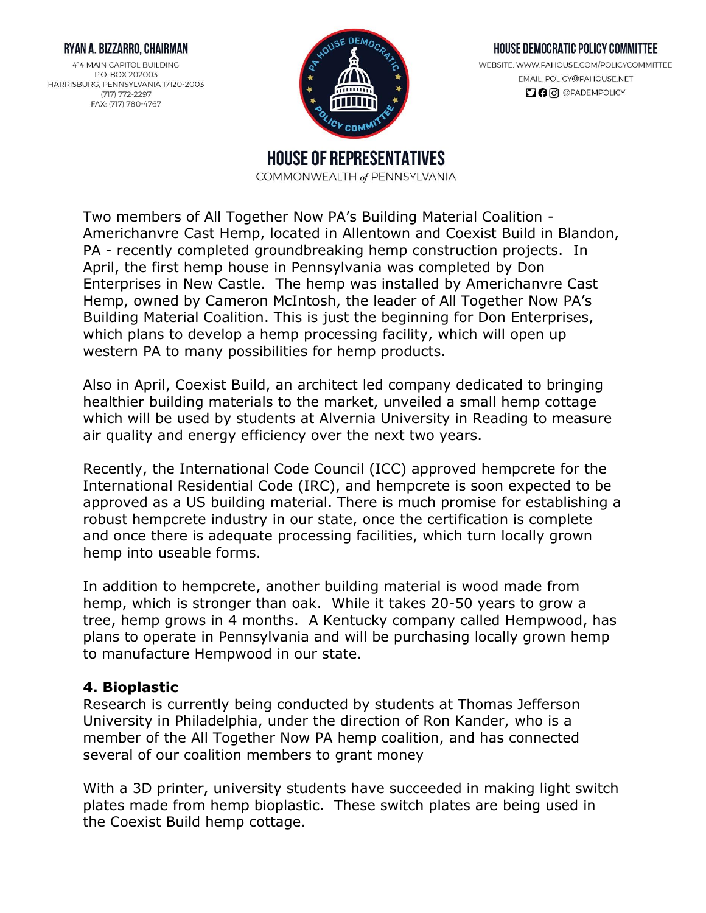Two members of All Together Now PA's Building Material Coalition - Americhanvre Cast Hemp, located in Allentown and Coexist Build in Blandon, PA - recently completed groundbreaking hemp construction projects. In April, the first hemp house in Pennsylvania was completed by Don Enterprises in New Castle. The hemp was installed by Americhanvre Cast Hemp, owned by Cameron McIntosh, the leader of All Together Now PA's Building Material Coalition. This is just the beginning for Don Enterprises, which plans to develop a hemp processing facility, which will open up western PA to many possibilities for hemp products.

Also in April, Coexist Build, an architect led company dedicated to bringing healthier building materials to the market, unveiled a small hemp cottage which will be used by students at Alvernia University in Reading to measure air quality and energy efficiency over the next two years.

Recently, the International Code Council (ICC) approved hempcrete for the International Residential Code (IRC), and hempcrete is soon expected to be approved as a US building material. There is much promise for establishing a robust hempcrete industry in our state, once the certification is complete and once there is adequate processing facilities, which turn locally grown hemp into useable forms.

In addition to hempcrete, another building material is wood made from hemp, which is stronger than oak. While it takes 20-50 years to grow a tree, hemp grows in 4 months. A Kentucky company called Hempwood, has plans to operate in Pennsylvania and will be purchasing locally grown hemp to manufacture Hempwood in our state.

### 4. Bioplastic

Research is currently being conducted by students at Thomas Jefferson University in Philadelphia, under the direction of Ron Kander, who is a member of the All Together Now PA hemp coalition, and has connected several of our coalition members to grant money

With a 3D printer, university students have succeeded in making light switch plates made from hemp bioplastic. These switch plates are being used in the Coexist Build hemp cottage.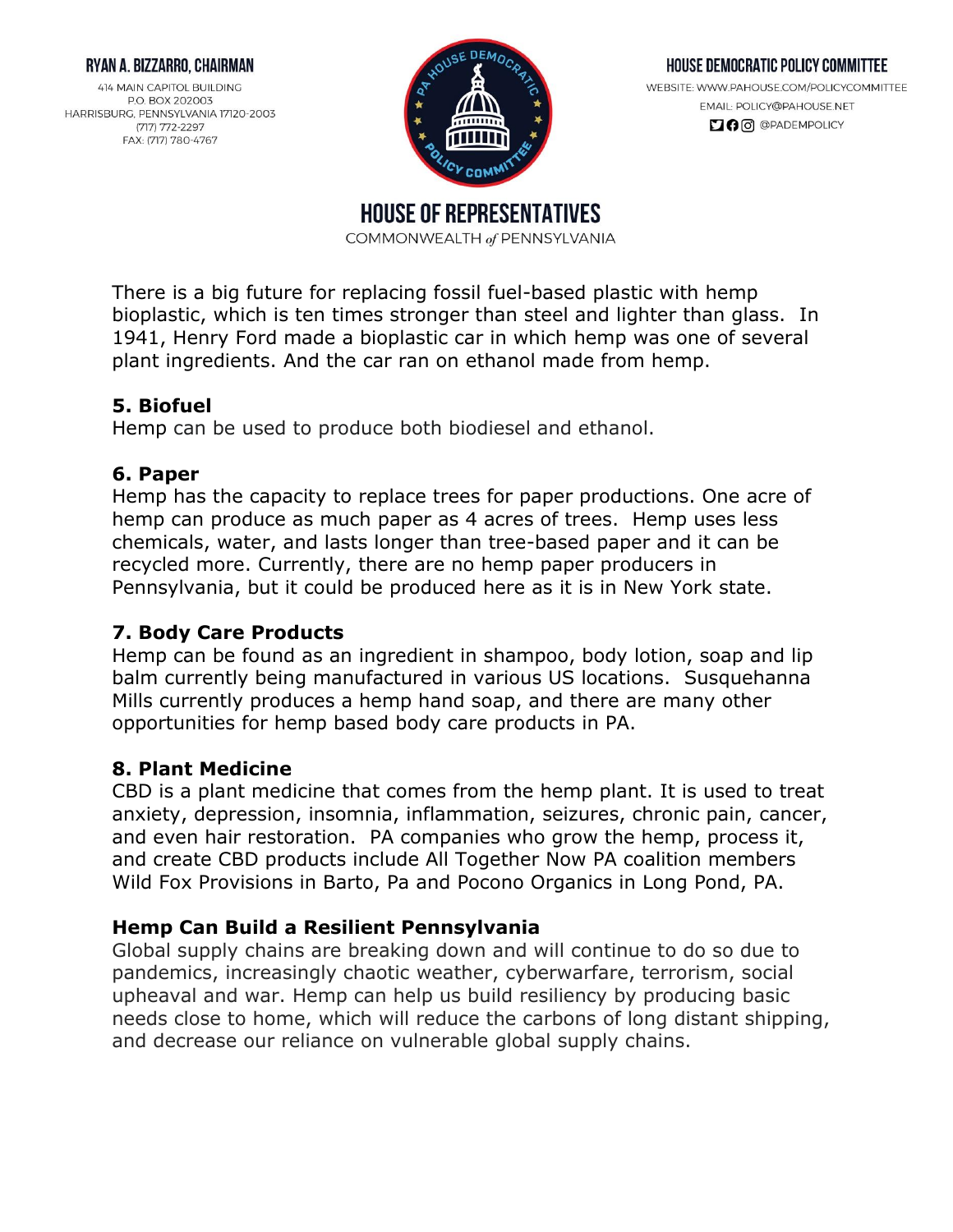There is a big future for replacing fossil fuel-based plastic with hemp bioplastic, which is ten times stronger than steel and lighter than glass. In 1941, Henry Ford made a bioplastic car in which hemp was one of several plant ingredients. And the car ran on ethanol made from hemp.

### 5. Biofuel

Hemp can be used to produce both biodiesel and ethanol.

### 6. Paper

Hemp has the capacity to replace trees for paper productions. One acre of hemp can produce as much paper as 4 acres of trees. Hemp uses less chemicals, water, and lasts longer than tree-based paper and it can be recycled more. Currently, there are no hemp paper producers in Pennsylvania, but it could be produced here as it is in New York state.

### 7. Body Care Products

Hemp can be found as an ingredient in shampoo, body lotion, soap and lip balm currently being manufactured in various US locations. Susquehanna Mills currently produces a hemp hand soap, and there are many other opportunities for hemp based body care products in PA.

### 8. Plant Medicine

CBD is a plant medicine that comes from the hemp plant. It is used to treat anxiety, depression, insomnia, inflammation, seizures, chronic pain, cancer, and even hair restoration. PA companies who grow the hemp, process it, and create CBD products include All Together Now PA coalition members Wild Fox Provisions in Barto, Pa and Pocono Organics in Long Pond, PA.

### Hemp Can Build a Resilient Pennsylvania

Global supply chains are breaking down and will continue to do so due to pandemics, increasingly chaotic weather, cyberwarfare, terrorism, social upheaval and war. Hemp can help us build resiliency by producing basic needs close to home, which will reduce the carbons of long distant shipping, and decrease our reliance on vulnerable global supply chains.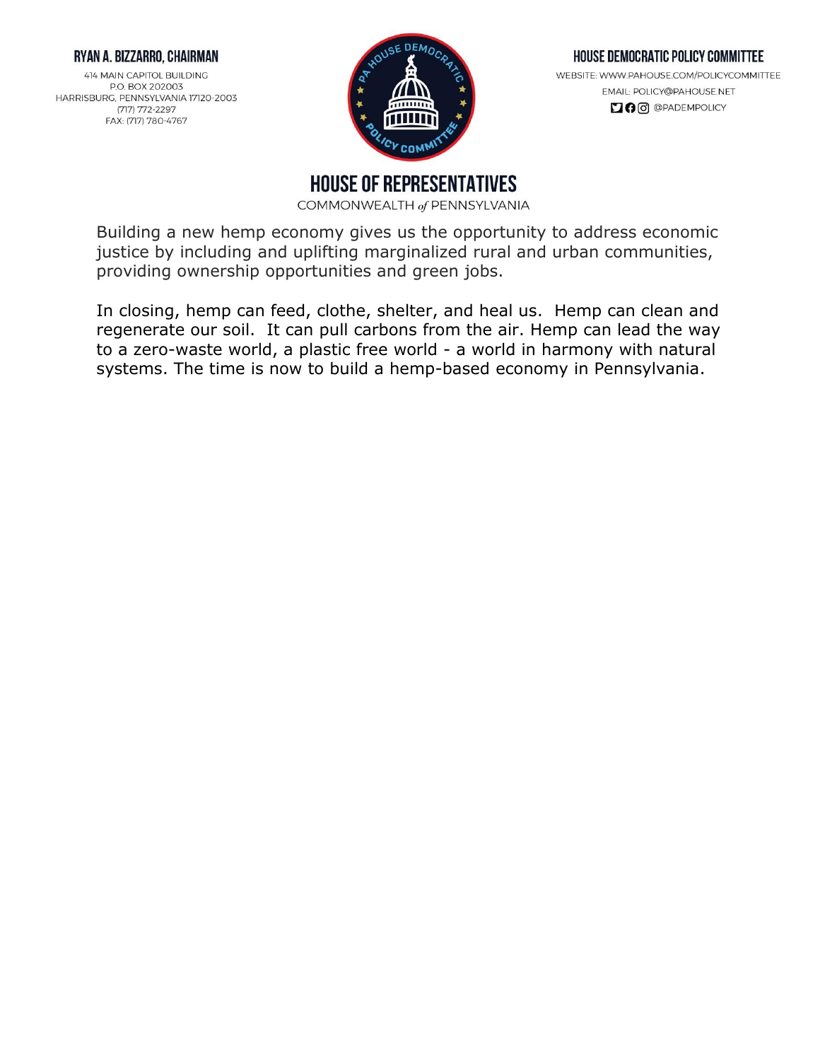Building a new hemp economy gives us the opportunity to address economic justice by including and uplifting marginalized rural and urban communities, providing ownership opportunities and green jobs.

In closing, hemp can feed, clothe, shelter, and heal us. Hemp can clean and regenerate our soil. It can pull carbons from the air. Hemp can lead the way to a zero-waste world, a plastic free world - a world in harmony with natural systems. The time is now to build a hemp-based economy in Pennsylvania.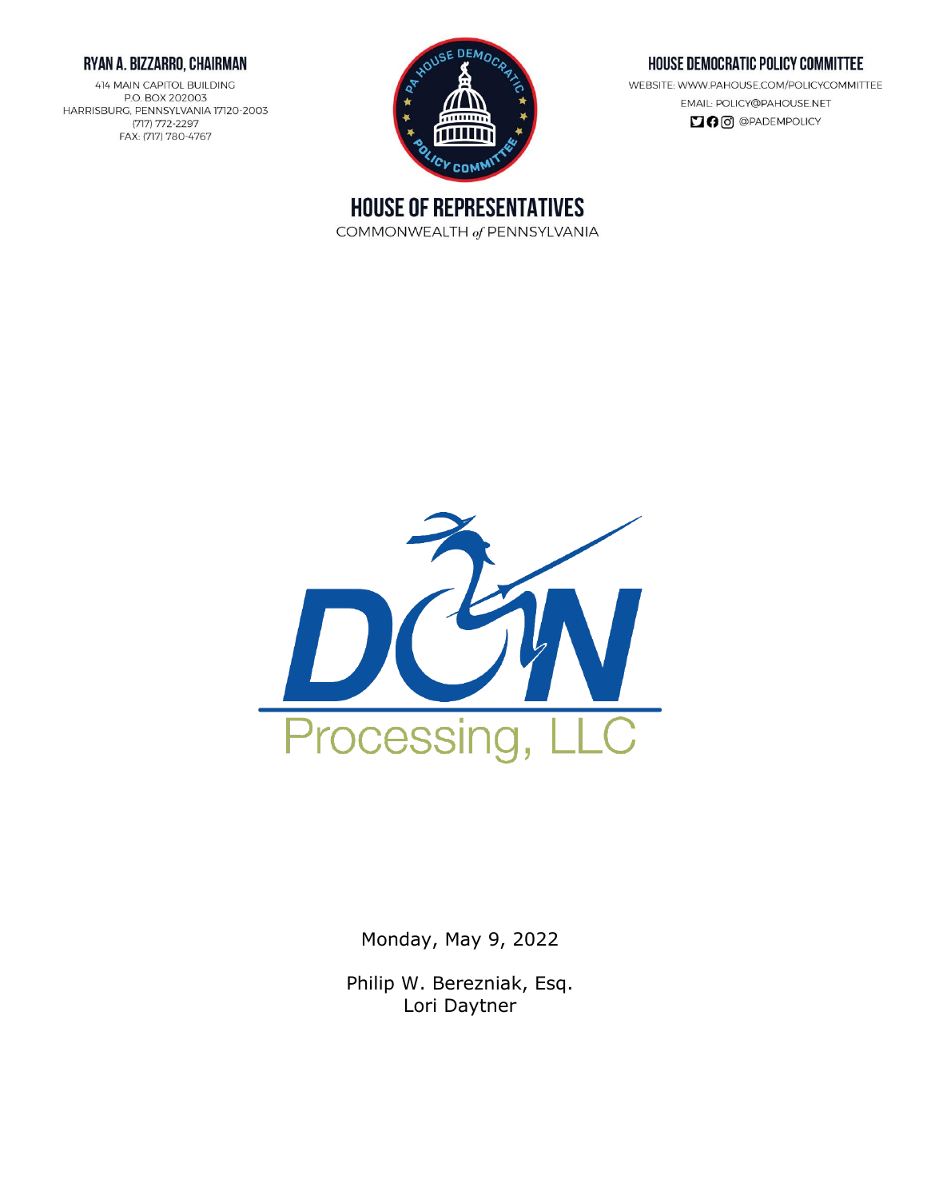**RYAN A. BIZZARRO, CHAIRMAN**

414 MAIN CAPITOL BUILDING
P.O. BOX 202003
HARRISBURG, PENNSYLVANIA 17120-2003
(717) 772-2297
FAX: (717) 780-4767

**HOUSE DEMOCRATIC POLICY COMMITTEE**

WEBSITE: WWW.PAHOUSE.COM/POLICYCOMMITTEE
EMAIL: POLICY@PAHOUSE.NET
@PADEMPOLICY

# HOUSE OF REPRESENTATIVES

COMMONWEALTH *of* PENNSYLVANIA

DON Processing, LLC

Monday, May 9, 2022

Philip W. Berezniak, Esq.
Lori Daytner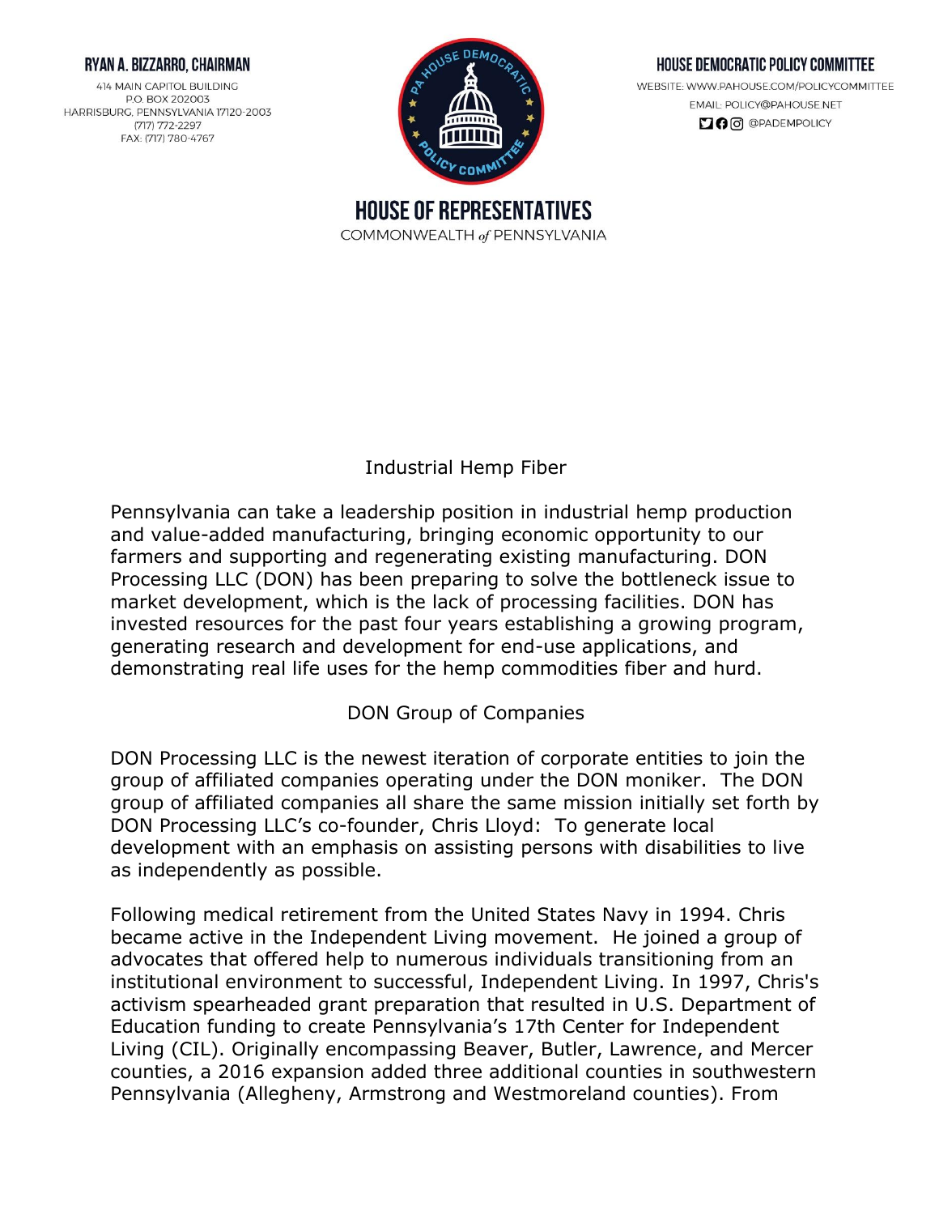RYAN A. BIZZARRO, CHAIRMAN

414 MAIN CAPITOL BUILDING
P.O. BOX 202003
HARRISBURG, PENNSYLVANIA 17120-2003
(717) 772-2297
FAX: (717) 780-4767

HOUSE DEMOCRATIC POLICY COMMITTEE

WEBSITE: WWW.PAHOUSE.COM/POLICYCOMMITTEE
EMAIL: POLICY@PAHOUSE.NET
@PADEMPOLICY

HOUSE OF REPRESENTATIVES
COMMONWEALTH of PENNSYLVANIA

## Industrial Hemp Fiber

Pennsylvania can take a leadership position in industrial hemp production and value-added manufacturing, bringing economic opportunity to our farmers and supporting and regenerating existing manufacturing. DON Processing LLC (DON) has been preparing to solve the bottleneck issue to market development, which is the lack of processing facilities. DON has invested resources for the past four years establishing a growing program, generating research and development for end-use applications, and demonstrating real life uses for the hemp commodities fiber and hurd.

## DON Group of Companies

DON Processing LLC is the newest iteration of corporate entities to join the group of affiliated companies operating under the DON moniker. The DON group of affiliated companies all share the same mission initially set forth by DON Processing LLC's co-founder, Chris Lloyd: To generate local development with an emphasis on assisting persons with disabilities to live as independently as possible.

Following medical retirement from the United States Navy in 1994. Chris became active in the Independent Living movement. He joined a group of advocates that offered help to numerous individuals transitioning from an institutional environment to successful, Independent Living. In 1997, Chris's activism spearheaded grant preparation that resulted in U.S. Department of Education funding to create Pennsylvania's 17th Center for Independent Living (CIL). Originally encompassing Beaver, Butler, Lawrence, and Mercer counties, a 2016 expansion added three additional counties in southwestern Pennsylvania (Allegheny, Armstrong and Westmoreland counties). From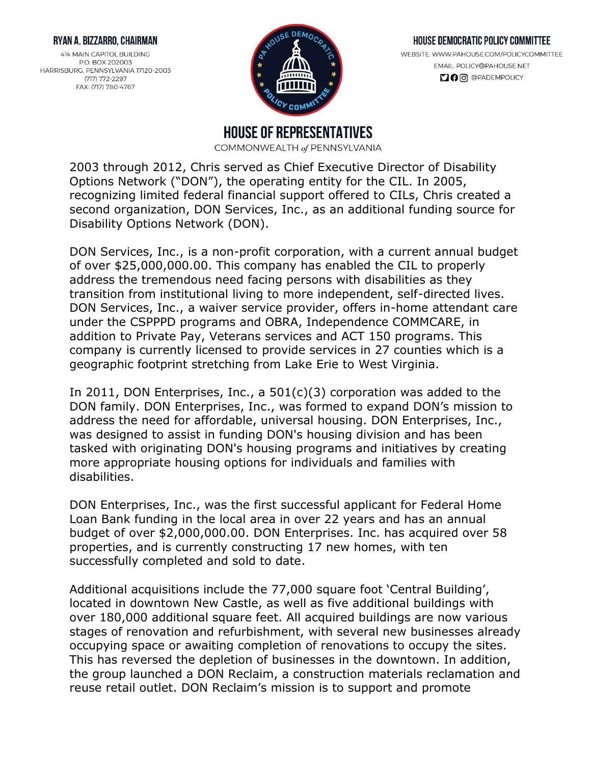2003 through 2012, Chris served as Chief Executive Director of Disability Options Network ("DON"), the operating entity for the CIL. In 2005, recognizing limited federal financial support offered to CILs, Chris created a second organization, DON Services, Inc., as an additional funding source for Disability Options Network (DON).

DON Services, Inc., is a non-profit corporation, with a current annual budget of over $25,000,000.00. This company has enabled the CIL to properly address the tremendous need facing persons with disabilities as they transition from institutional living to more independent, self-directed lives. DON Services, Inc., a waiver service provider, offers in-home attendant care under the CSPPPD programs and OBRA, Independence COMMCARE, in addition to Private Pay, Veterans services and ACT 150 programs. This company is currently licensed to provide services in 27 counties which is a geographic footprint stretching from Lake Erie to West Virginia.

In 2011, DON Enterprises, Inc., a 501(c)(3) corporation was added to the DON family. DON Enterprises, Inc., was formed to expand DON's mission to address the need for affordable, universal housing. DON Enterprises, Inc., was designed to assist in funding DON's housing division and has been tasked with originating DON's housing programs and initiatives by creating more appropriate housing options for individuals and families with disabilities.

DON Enterprises, Inc., was the first successful applicant for Federal Home Loan Bank funding in the local area in over 22 years and has an annual budget of over $2,000,000.00. DON Enterprises. Inc. has acquired over 58 properties, and is currently constructing 17 new homes, with ten successfully completed and sold to date.

Additional acquisitions include the 77,000 square foot 'Central Building', located in downtown New Castle, as well as five additional buildings with over 180,000 additional square feet. All acquired buildings are now various stages of renovation and refurbishment, with several new businesses already occupying space or awaiting completion of renovations to occupy the sites. This has reversed the depletion of businesses in the downtown. In addition, the group launched a DON Reclaim, a construction materials reclamation and reuse retail outlet. DON Reclaim's mission is to support and promote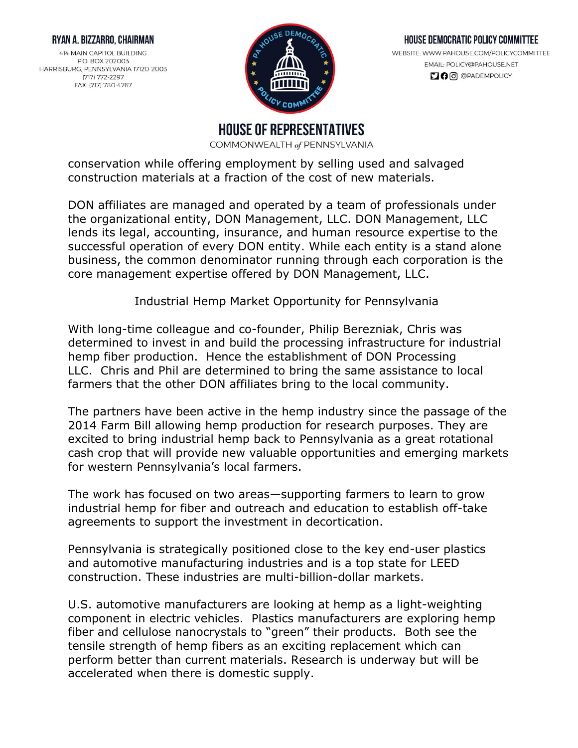conservation while offering employment by selling used and salvaged construction materials at a fraction of the cost of new materials.

DON affiliates are managed and operated by a team of professionals under the organizational entity, DON Management, LLC. DON Management, LLC lends its legal, accounting, insurance, and human resource expertise to the successful operation of every DON entity. While each entity is a stand alone business, the common denominator running through each corporation is the core management expertise offered by DON Management, LLC.

## Industrial Hemp Market Opportunity for Pennsylvania

With long-time colleague and co-founder, Philip Berezniak, Chris was determined to invest in and build the processing infrastructure for industrial hemp fiber production. Hence the establishment of DON Processing LLC. Chris and Phil are determined to bring the same assistance to local farmers that the other DON affiliates bring to the local community.

The partners have been active in the hemp industry since the passage of the 2014 Farm Bill allowing hemp production for research purposes. They are excited to bring industrial hemp back to Pennsylvania as a great rotational cash crop that will provide new valuable opportunities and emerging markets for western Pennsylvania's local farmers.

The work has focused on two areas—supporting farmers to learn to grow industrial hemp for fiber and outreach and education to establish off-take agreements to support the investment in decortication.

Pennsylvania is strategically positioned close to the key end-user plastics and automotive manufacturing industries and is a top state for LEED construction. These industries are multi-billion-dollar markets.

U.S. automotive manufacturers are looking at hemp as a light-weighting component in electric vehicles. Plastics manufacturers are exploring hemp fiber and cellulose nanocrystals to "green" their products. Both see the tensile strength of hemp fibers as an exciting replacement which can perform better than current materials. Research is underway but will be accelerated when there is domestic supply.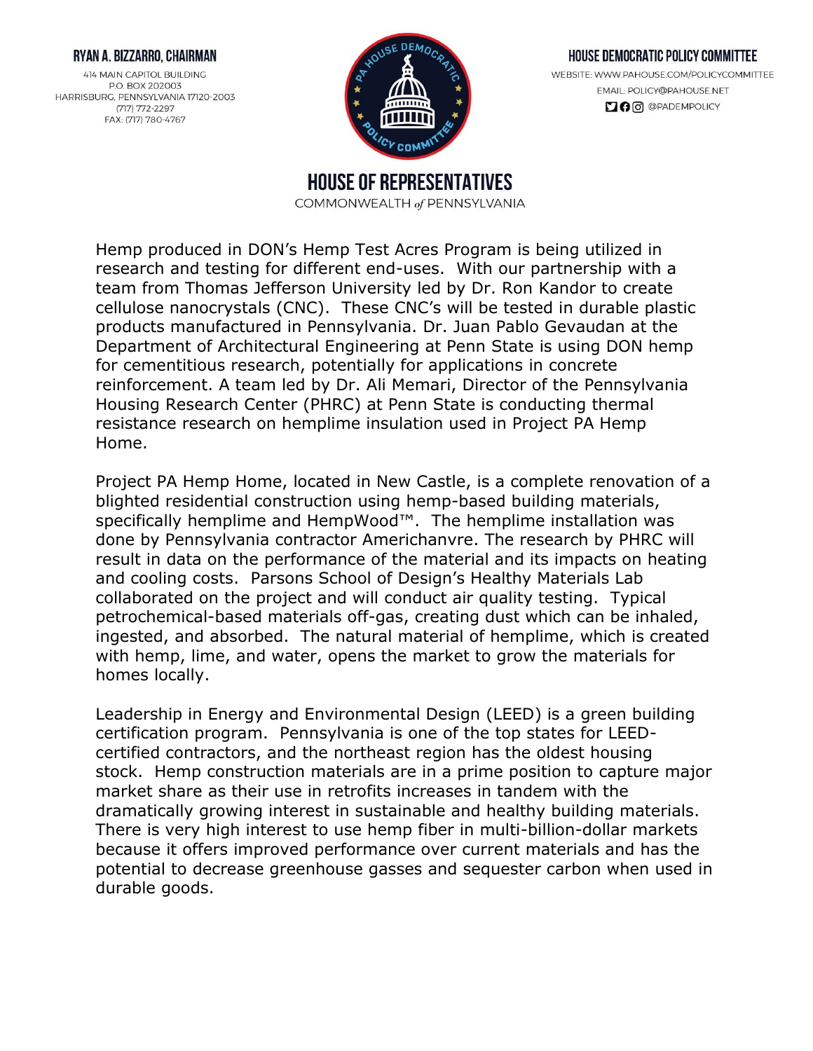Hemp produced in DON's Hemp Test Acres Program is being utilized in research and testing for different end-uses. With our partnership with a team from Thomas Jefferson University led by Dr. Ron Kandor to create cellulose nanocrystals (CNC). These CNC's will be tested in durable plastic products manufactured in Pennsylvania. Dr. Juan Pablo Gevaudan at the Department of Architectural Engineering at Penn State is using DON hemp for cementitious research, potentially for applications in concrete reinforcement. A team led by Dr. Ali Memari, Director of the Pennsylvania Housing Research Center (PHRC) at Penn State is conducting thermal resistance research on hemplime insulation used in Project PA Hemp Home.

Project PA Hemp Home, located in New Castle, is a complete renovation of a blighted residential construction using hemp-based building materials, specifically hemplime and HempWood™. The hemplime installation was done by Pennsylvania contractor Americhanvre. The research by PHRC will result in data on the performance of the material and its impacts on heating and cooling costs. Parsons School of Design's Healthy Materials Lab collaborated on the project and will conduct air quality testing. Typical petrochemical-based materials off-gas, creating dust which can be inhaled, ingested, and absorbed. The natural material of hemplime, which is created with hemp, lime, and water, opens the market to grow the materials for homes locally.

Leadership in Energy and Environmental Design (LEED) is a green building certification program. Pennsylvania is one of the top states for LEED-certified contractors, and the northeast region has the oldest housing stock. Hemp construction materials are in a prime position to capture major market share as their use in retrofits increases in tandem with the dramatically growing interest in sustainable and healthy building materials. There is very high interest to use hemp fiber in multi-billion-dollar markets because it offers improved performance over current materials and has the potential to decrease greenhouse gasses and sequester carbon when used in durable goods.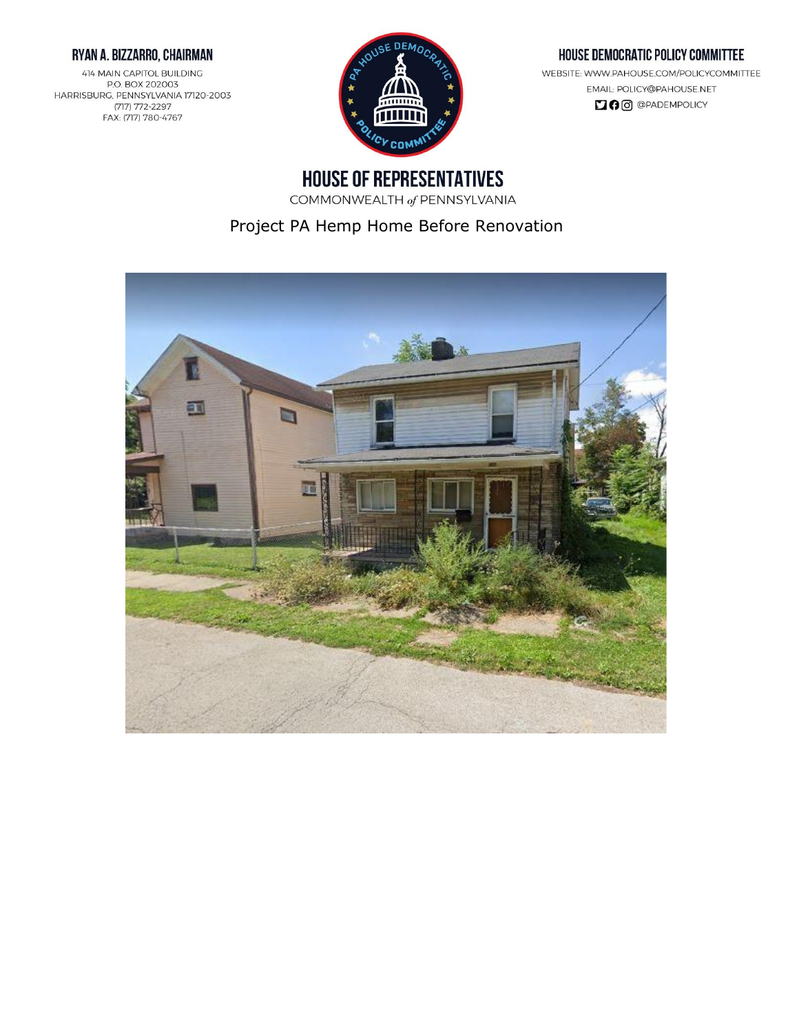RYAN A. BIZZARRO, CHAIRMAN

414 MAIN CAPITOL BUILDING
P.O. BOX 202003
HARRISBURG, PENNSYLVANIA 17120-2003
(717) 772-2297
FAX: (717) 780-4767

HOUSE DEMOCRATIC POLICY COMMITTEE

WEBSITE: WWW.PAHOUSE.COM/POLICYCOMMITTEE
EMAIL: POLICY@PAHOUSE.NET
@PADEMPOLICY

# HOUSE OF REPRESENTATIVES

COMMONWEALTH of PENNSYLVANIA

Project PA Hemp Home Before Renovation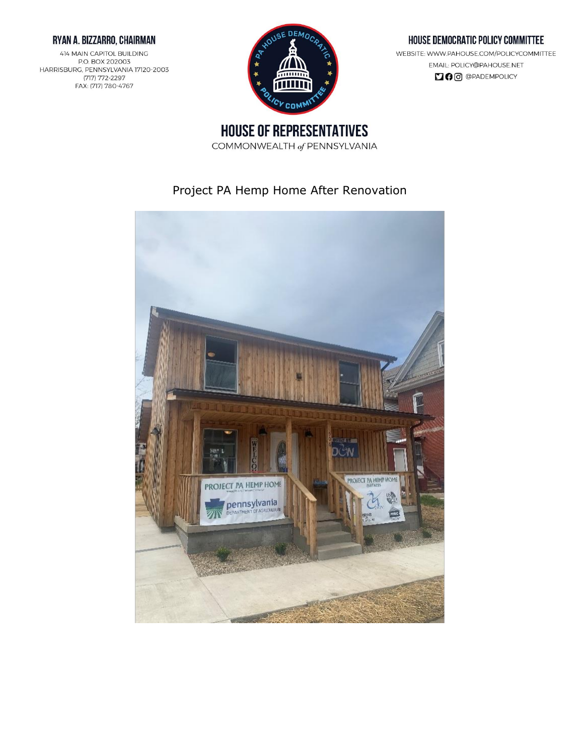RYAN A. BIZZARRO, CHAIRMAN

414 MAIN CAPITOL BUILDING
P.O. BOX 202003
HARRISBURG, PENNSYLVANIA 17120-2003
(717) 772-2297
FAX: (717) 780-4767

HOUSE DEMOCRATIC POLICY COMMITTEE

WEBSITE: WWW.PAHOUSE.COM/POLICYCOMMITTEE
EMAIL: POLICY@PAHOUSE.NET
@PADEMPOLICY

# HOUSE OF REPRESENTATIVES

COMMONWEALTH *of* PENNSYLVANIA

Project PA Hemp Home After Renovation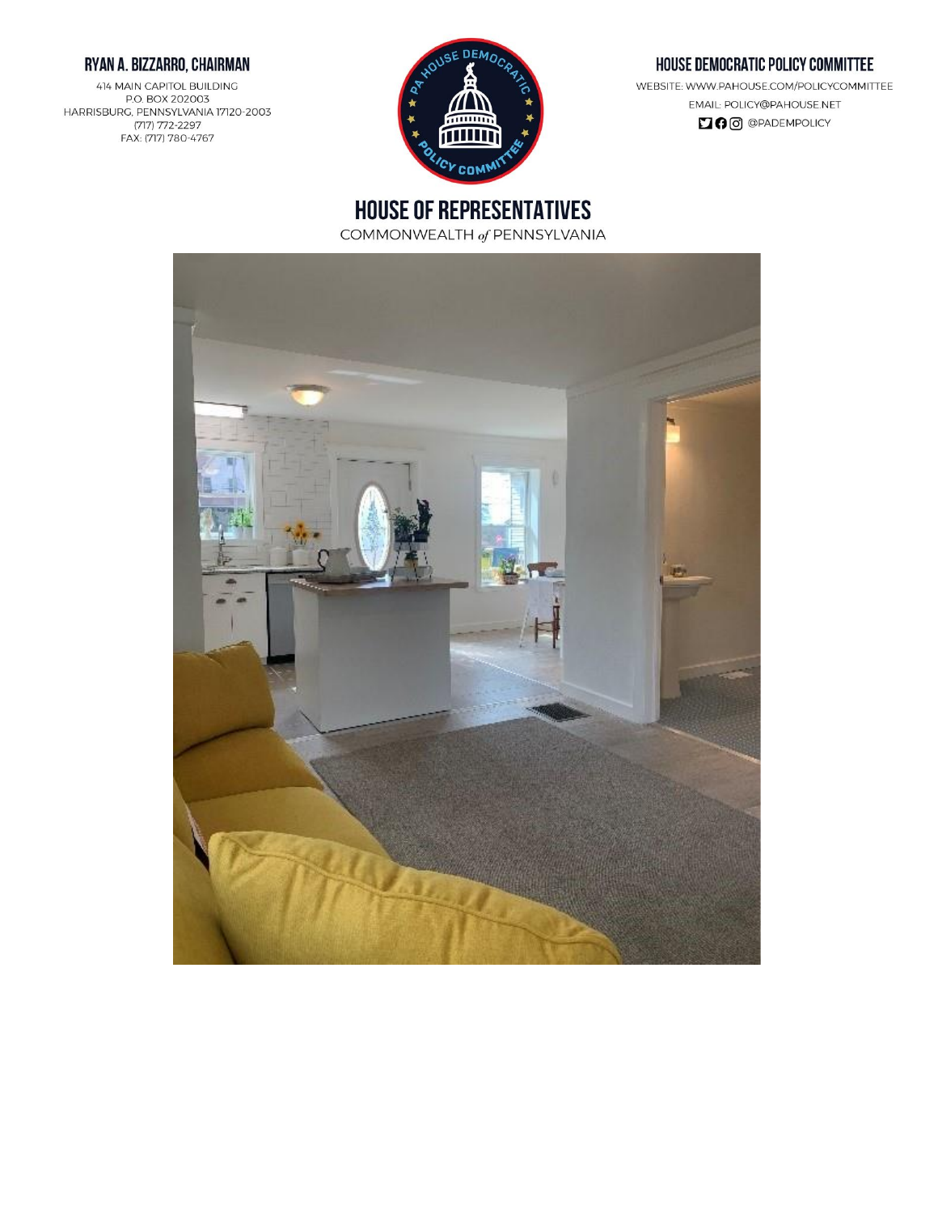**RYAN A. BIZZARRO, CHAIRMAN**

414 MAIN CAPITOL BUILDING
P.O. BOX 202003
HARRISBURG, PENNSYLVANIA 17120-2003
(717) 772-2297
FAX: (717) 780-4767

**HOUSE DEMOCRATIC POLICY COMMITTEE**

WEBSITE: WWW.PAHOUSE.COM/POLICYCOMMITTEE
EMAIL: POLICY@PAHOUSE.NET
@PADEMPOLICY

# HOUSE OF REPRESENTATIVES

COMMONWEALTH *of* PENNSYLVANIA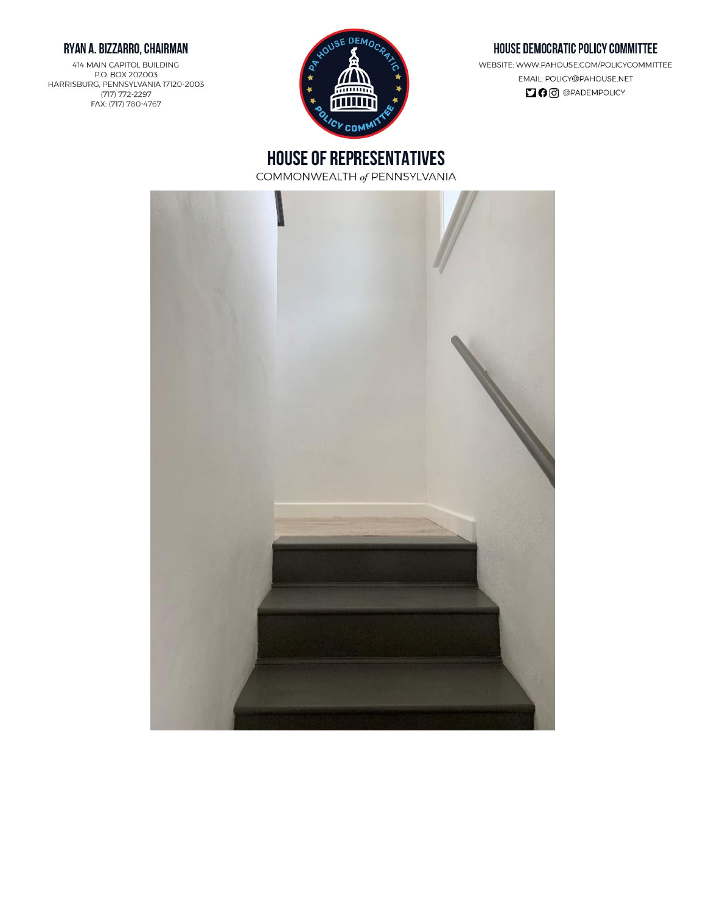**RYAN A. BIZZARRO, CHAIRMAN**

414 MAIN CAPITOL BUILDING
P.O. BOX 202003
HARRISBURG, PENNSYLVANIA 17120-2003
(717) 772-2297
FAX: (717) 780-4767

**HOUSE DEMOCRATIC POLICY COMMITTEE**

WEBSITE: WWW.PAHOUSE.COM/POLICYCOMMITTEE
EMAIL: POLICY@PAHOUSE.NET
@PADEMPOLICY

# HOUSE OF REPRESENTATIVES

COMMONWEALTH *of* PENNSYLVANIA